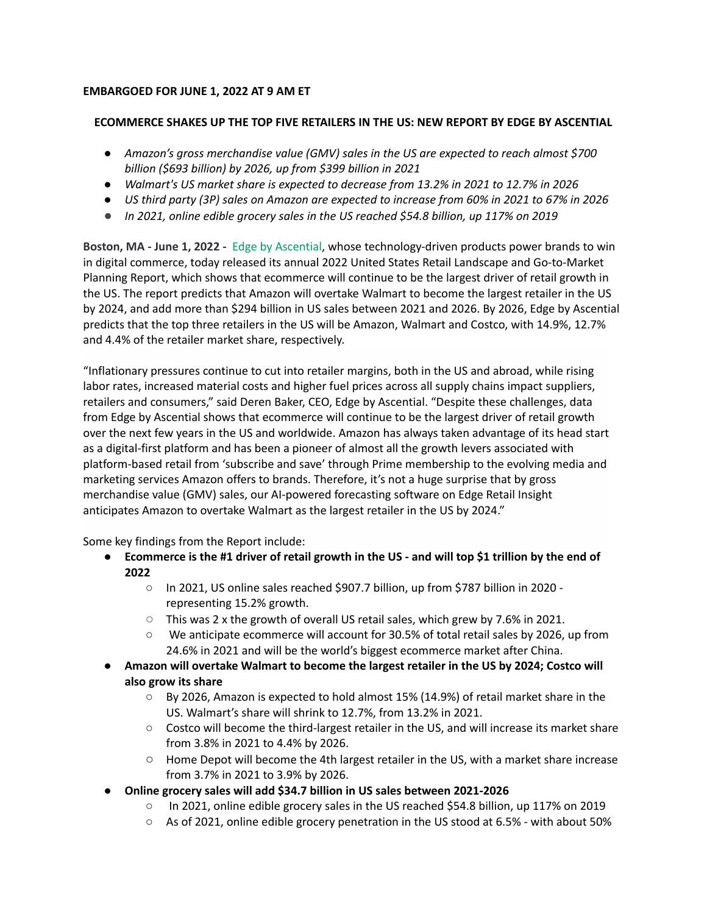**EMBARGOED FOR JUNE 1, 2022 AT 9 AM ET**

**ECOMMERCE SHAKES UP THE TOP FIVE RETAILERS IN THE US: NEW REPORT BY EDGE BY ASCENTIAL**

- *Amazon's gross merchandise value (GMV) sales in the US are expected to reach almost $700 billion ($693 billion) by 2026, up from $399 billion in 2021*
- *Walmart's US market share is expected to decrease from 13.2% in 2021 to 12.7% in 2026*
- *US third party (3P) sales on Amazon are expected to increase from 60% in 2021 to 67% in 2026*
- *In 2021, online edible grocery sales in the US reached $54.8 billion, up 117% on 2019*

**Boston, MA - June 1, 2022 -** Edge by Ascential, whose technology-driven products power brands to win in digital commerce, today released its annual 2022 United States Retail Landscape and Go-to-Market Planning Report, which shows that ecommerce will continue to be the largest driver of retail growth in the US. The report predicts that Amazon will overtake Walmart to become the largest retailer in the US by 2024, and add more than $294 billion in US sales between 2021 and 2026. By 2026, Edge by Ascential predicts that the top three retailers in the US will be Amazon, Walmart and Costco, with 14.9%, 12.7% and 4.4% of the retailer market share, respectively.

"Inflationary pressures continue to cut into retailer margins, both in the US and abroad, while rising labor rates, increased material costs and higher fuel prices across all supply chains impact suppliers, retailers and consumers," said Deren Baker, CEO, Edge by Ascential. "Despite these challenges, data from Edge by Ascential shows that ecommerce will continue to be the largest driver of retail growth over the next few years in the US and worldwide. Amazon has always taken advantage of its head start as a digital-first platform and has been a pioneer of almost all the growth levers associated with platform-based retail from 'subscribe and save' through Prime membership to the evolving media and marketing services Amazon offers to brands. Therefore, it's not a huge surprise that by gross merchandise value (GMV) sales, our AI-powered forecasting software on Edge Retail Insight anticipates Amazon to overtake Walmart as the largest retailer in the US by 2024."

Some key findings from the Report include:

- **Ecommerce is the #1 driver of retail growth in the US - and will top $1 trillion by the end of 2022**
  - In 2021, US online sales reached $907.7 billion, up from $787 billion in 2020 - representing 15.2% growth.
  - This was 2 x the growth of overall US retail sales, which grew by 7.6% in 2021.
  - We anticipate ecommerce will account for 30.5% of total retail sales by 2026, up from 24.6% in 2021 and will be the world's biggest ecommerce market after China.
- **Amazon will overtake Walmart to become the largest retailer in the US by 2024; Costco will also grow its share**
  - By 2026, Amazon is expected to hold almost 15% (14.9%) of retail market share in the US. Walmart's share will shrink to 12.7%, from 13.2% in 2021.
  - Costco will become the third-largest retailer in the US, and will increase its market share from 3.8% in 2021 to 4.4% by 2026.
  - Home Depot will become the 4th largest retailer in the US, with a market share increase from 3.7% in 2021 to 3.9% by 2026.
- **Online grocery sales will add $34.7 billion in US sales between 2021-2026**
  - In 2021, online edible grocery sales in the US reached $54.8 billion, up 117% on 2019
  - As of 2021, online edible grocery penetration in the US stood at 6.5% - with about 50%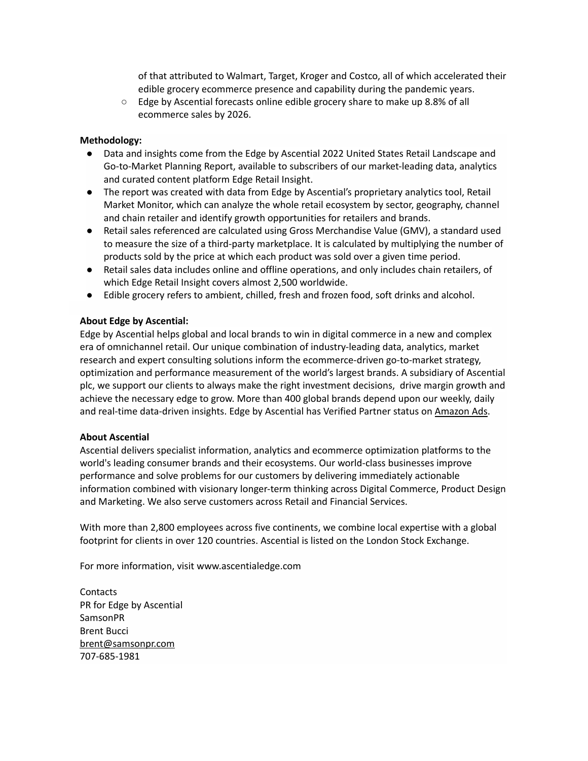- of that attributed to Walmart, Target, Kroger and Costco, all of which accelerated their edible grocery ecommerce presence and capability during the pandemic years.
    - Edge by Ascential forecasts online edible grocery share to make up 8.8% of all ecommerce sales by 2026.

**Methodology:**

- Data and insights come from the Edge by Ascential 2022 United States Retail Landscape and Go-to-Market Planning Report, available to subscribers of our market-leading data, analytics and curated content platform Edge Retail Insight.
- The report was created with data from Edge by Ascential's proprietary analytics tool, Retail Market Monitor, which can analyze the whole retail ecosystem by sector, geography, channel and chain retailer and identify growth opportunities for retailers and brands.
- Retail sales referenced are calculated using Gross Merchandise Value (GMV), a standard used to measure the size of a third-party marketplace. It is calculated by multiplying the number of products sold by the price at which each product was sold over a given time period.
- Retail sales data includes online and offline operations, and only includes chain retailers, of which Edge Retail Insight covers almost 2,500 worldwide.
- Edible grocery refers to ambient, chilled, fresh and frozen food, soft drinks and alcohol.

**About Edge by Ascential:**

Edge by Ascential helps global and local brands to win in digital commerce in a new and complex era of omnichannel retail. Our unique combination of industry-leading data, analytics, market research and expert consulting solutions inform the ecommerce-driven go-to-market strategy, optimization and performance measurement of the world's largest brands. A subsidiary of Ascential plc, we support our clients to always make the right investment decisions, drive margin growth and achieve the necessary edge to grow. More than 400 global brands depend upon our weekly, daily and real-time data-driven insights. Edge by Ascential has Verified Partner status on Amazon Ads.

**About Ascential**

Ascential delivers specialist information, analytics and ecommerce optimization platforms to the world's leading consumer brands and their ecosystems. Our world-class businesses improve performance and solve problems for our customers by delivering immediately actionable information combined with visionary longer-term thinking across Digital Commerce, Product Design and Marketing. We also serve customers across Retail and Financial Services.

With more than 2,800 employees across five continents, we combine local expertise with a global footprint for clients in over 120 countries. Ascential is listed on the London Stock Exchange.

For more information, visit www.ascentialedge.com

Contacts
PR for Edge by Ascential
SamsonPR
Brent Bucci
brent@samsonpr.com
707-685-1981